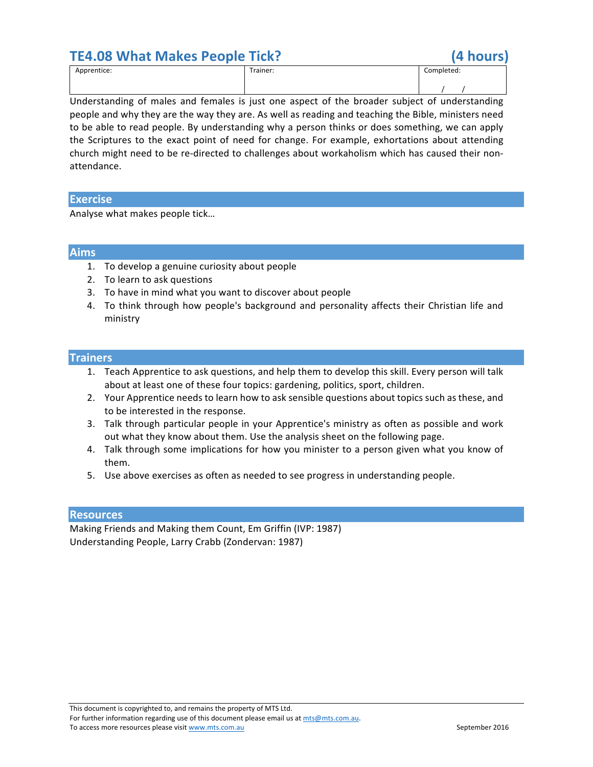# TE4.08 What Makes People Tick? (4 hours)

| Apprentice: | Trainer: | Completed: |
|---|---|---|
| | | / / |

Understanding of males and females is just one aspect of the broader subject of understanding people and why they are the way they are. As well as reading and teaching the Bible, ministers need to be able to read people. By understanding why a person thinks or does something, we can apply the Scriptures to the exact point of need for change. For example, exhortations about attending church might need to be re-directed to challenges about workaholism which has caused their non-attendance.

## Exercise

Analyse what makes people tick…

## Aims

1. To develop a genuine curiosity about people
2. To learn to ask questions
3. To have in mind what you want to discover about people
4. To think through how people's background and personality affects their Christian life and ministry

## Trainers

1. Teach Apprentice to ask questions, and help them to develop this skill. Every person will talk about at least one of these four topics: gardening, politics, sport, children.
2. Your Apprentice needs to learn how to ask sensible questions about topics such as these, and to be interested in the response.
3. Talk through particular people in your Apprentice's ministry as often as possible and work out what they know about them. Use the analysis sheet on the following page.
4. Talk through some implications for how you minister to a person given what you know of them.
5. Use above exercises as often as needed to see progress in understanding people.

## Resources

Making Friends and Making them Count, Em Griffin (IVP: 1987)
Understanding People, Larry Crabb (Zondervan: 1987)

This document is copyrighted to, and remains the property of MTS Ltd.
For further information regarding use of this document please email us at mts@mts.com.au.
To access more resources please visit www.mts.com.au

September 2016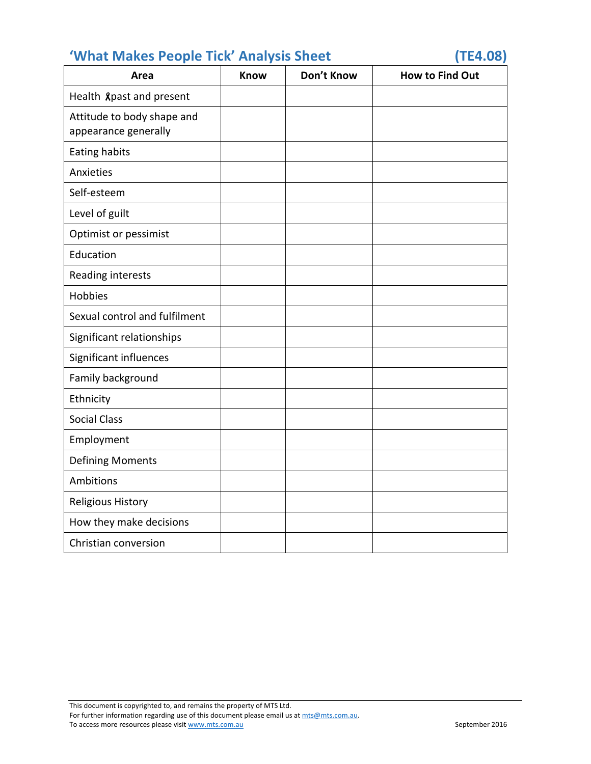## 'What Makes People Tick' Analysis Sheet (TE4.08)

| Area | Know | Don't Know | How to Find Out |
|---|---|---|---|
| Health – past and present | | | |
| Attitude to body shape and appearance generally | | | |
| Eating habits | | | |
| Anxieties | | | |
| Self-esteem | | | |
| Level of guilt | | | |
| Optimist or pessimist | | | |
| Education | | | |
| Reading interests | | | |
| Hobbies | | | |
| Sexual control and fulfilment | | | |
| Significant relationships | | | |
| Significant influences | | | |
| Family background | | | |
| Ethnicity | | | |
| Social Class | | | |
| Employment | | | |
| Defining Moments | | | |
| Ambitions | | | |
| Religious History | | | |
| How they make decisions | | | |
| Christian conversion | | | |

This document is copyrighted to, and remains the property of MTS Ltd.
For further information regarding use of this document please email us at mts@mts.com.au.
To access more resources please visit www.mts.com.au

September 2016